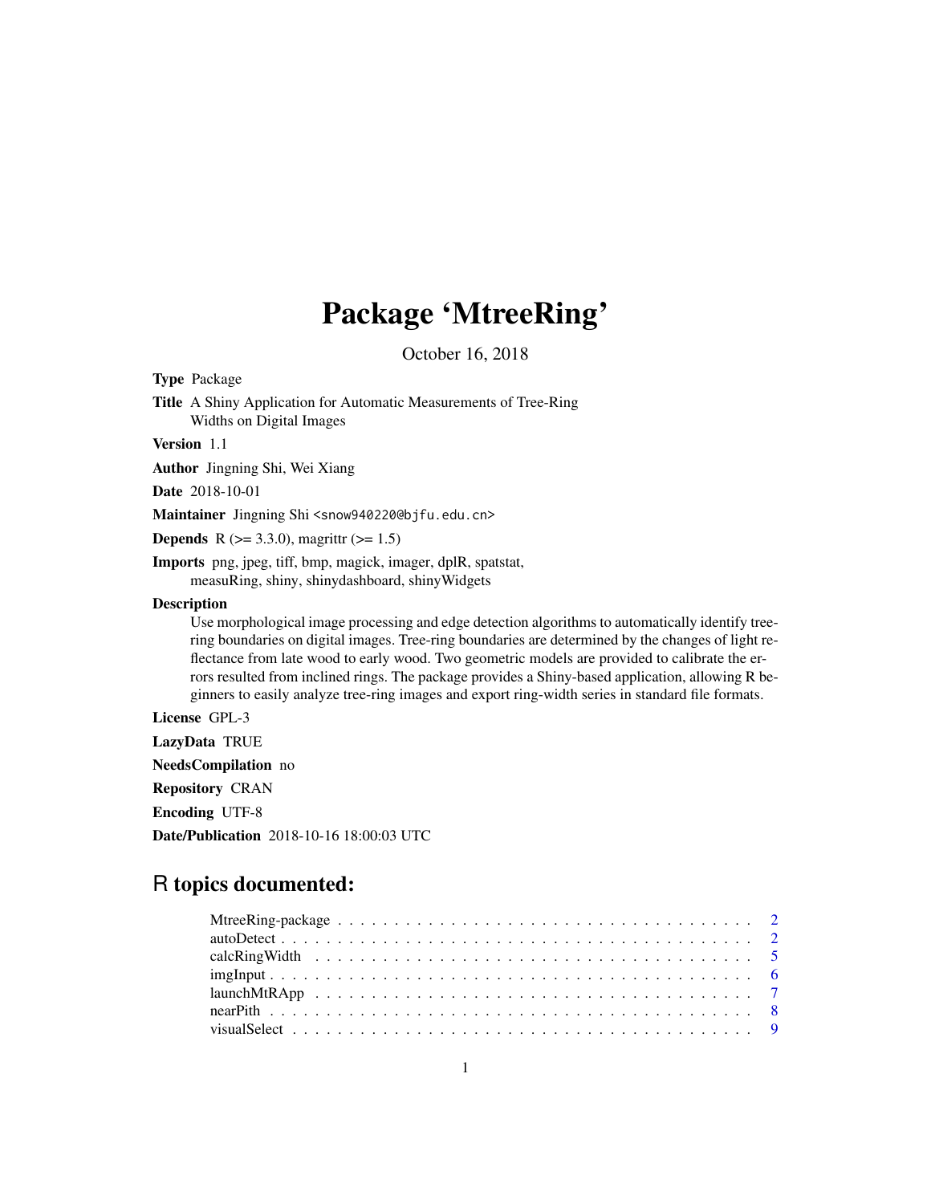# Package 'MtreeRing'

October 16, 2018

**Type** Package

**Title** A Shiny Application for Automatic Measurements of Tree-Ring Widths on Digital Images

**Version** 1.1

**Author** Jingning Shi, Wei Xiang

**Date** 2018-10-01

**Maintainer** Jingning Shi <snow940220@bjfu.edu.cn>

**Depends** R (>= 3.3.0), magrittr (>= 1.5)

**Imports** png, jpeg, tiff, bmp, magick, imager, dplR, spatstat, measuRing, shiny, shinydashboard, shinyWidgets

**Description**
Use morphological image processing and edge detection algorithms to automatically identify tree-ring boundaries on digital images. Tree-ring boundaries are determined by the changes of light reflectance from late wood to early wood. Two geometric models are provided to calibrate the errors resulted from inclined rings. The package provides a Shiny-based application, allowing R beginners to easily analyze tree-ring images and export ring-width series in standard file formats.

**License** GPL-3

**LazyData** TRUE

**NeedsCompilation** no

**Repository** CRAN

**Encoding** UTF-8

**Date/Publication** 2018-10-16 18:00:03 UTC

## R topics documented:

| | |
|---|---|
| MtreeRing-package | 2 |
| autoDetect | 2 |
| calcRingWidth | 5 |
| imgInput | 6 |
| launchMtRApp | 7 |
| nearPith | 8 |
| visualSelect | 9 |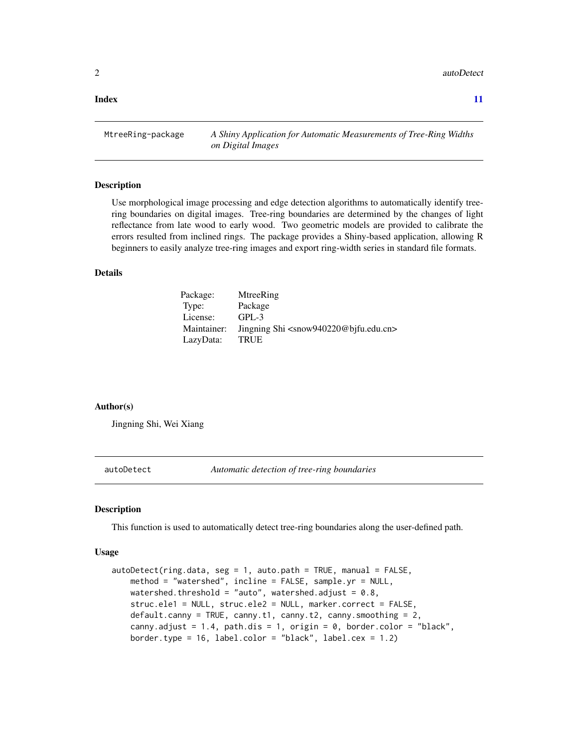**Index** **11**

---

`MtreeRing-package` *A Shiny Application for Automatic Measurements of Tree-Ring Widths on Digital Images*

---

## Description

Use morphological image processing and edge detection algorithms to automatically identify tree-ring boundaries on digital images. Tree-ring boundaries are determined by the changes of light reflectance from late wood to early wood. Two geometric models are provided to calibrate the errors resulted from inclined rings. The package provides a Shiny-based application, allowing R beginners to easily analyze tree-ring images and export ring-width series in standard file formats.

## Details

| | |
|---|---|
| Package: | MtreeRing |
| Type: | Package |
| License: | GPL-3 |
| Maintainer: | Jingning Shi <snow940220@bjfu.edu.cn> |
| LazyData: | TRUE |

## Author(s)

Jingning Shi, Wei Xiang

---

`autoDetect` *Automatic detection of tree-ring boundaries*

---

## Description

This function is used to automatically detect tree-ring boundaries along the user-defined path.

## Usage

```
autoDetect(ring.data, seg = 1, auto.path = TRUE, manual = FALSE,
    method = "watershed", incline = FALSE, sample.yr = NULL,
    watershed.threshold = "auto", watershed.adjust = 0.8,
    struc.ele1 = NULL, struc.ele2 = NULL, marker.correct = FALSE,
    default.canny = TRUE, canny.t1, canny.t2, canny.smoothing = 2,
    canny.adjust = 1.4, path.dis = 1, origin = 0, border.color = "black",
    border.type = 16, label.color = "black", label.cex = 1.2)
```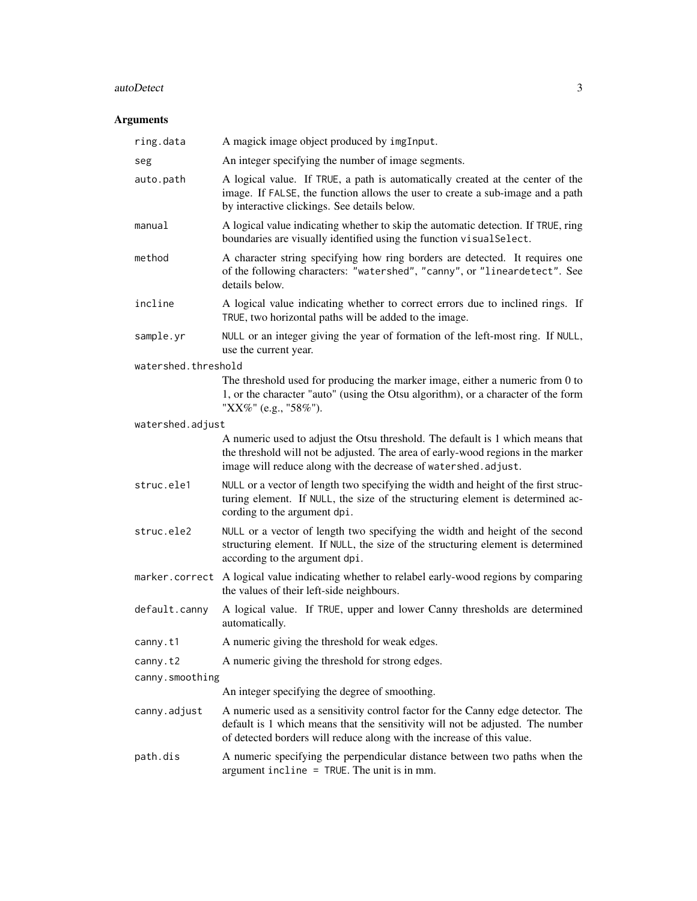## Arguments

| | |
|---|---|
| `ring.data` | A magick image object produced by `imgInput`. |
| `seg` | An integer specifying the number of image segments. |
| `auto.path` | A logical value. If `TRUE`, a path is automatically created at the center of the image. If `FALSE`, the function allows the user to create a sub-image and a path by interactive clickings. See details below. |
| `manual` | A logical value indicating whether to skip the automatic detection. If `TRUE`, ring boundaries are visually identified using the function `visualSelect`. |
| `method` | A character string specifying how ring borders are detected. It requires one of the following characters: `"watershed"`, `"canny"`, or `"lineardetect"`. See details below. |
| `incline` | A logical value indicating whether to correct errors due to inclined rings. If `TRUE`, two horizontal paths will be added to the image. |
| `sample.yr` | `NULL` or an integer giving the year of formation of the left-most ring. If `NULL`, use the current year. |
| `watershed.threshold` | The threshold used for producing the marker image, either a numeric from 0 to 1, or the character "auto" (using the Otsu algorithm), or a character of the form "XX%" (e.g., "58%"). |
| `watershed.adjust` | A numeric used to adjust the Otsu threshold. The default is 1 which means that the threshold will not be adjusted. The area of early-wood regions in the marker image will reduce along with the decrease of `watershed.adjust`. |
| `struc.ele1` | `NULL` or a vector of length two specifying the width and height of the first structuring element. If `NULL`, the size of the structuring element is determined according to the argument `dpi`. |
| `struc.ele2` | `NULL` or a vector of length two specifying the width and height of the second structuring element. If `NULL`, the size of the structuring element is determined according to the argument `dpi`. |
| `marker.correct` | A logical value indicating whether to relabel early-wood regions by comparing the values of their left-side neighbours. |
| `default.canny` | A logical value. If `TRUE`, upper and lower Canny thresholds are determined automatically. |
| `canny.t1` | A numeric giving the threshold for weak edges. |
| `canny.t2` | A numeric giving the threshold for strong edges. |
| `canny.smoothing` | An integer specifying the degree of smoothing. |
| `canny.adjust` | A numeric used as a sensitivity control factor for the Canny edge detector. The default is 1 which means that the sensitivity will not be adjusted. The number of detected borders will reduce along with the increase of this value. |
| `path.dis` | A numeric specifying the perpendicular distance between two paths when the argument `incline = TRUE`. The unit is in mm. |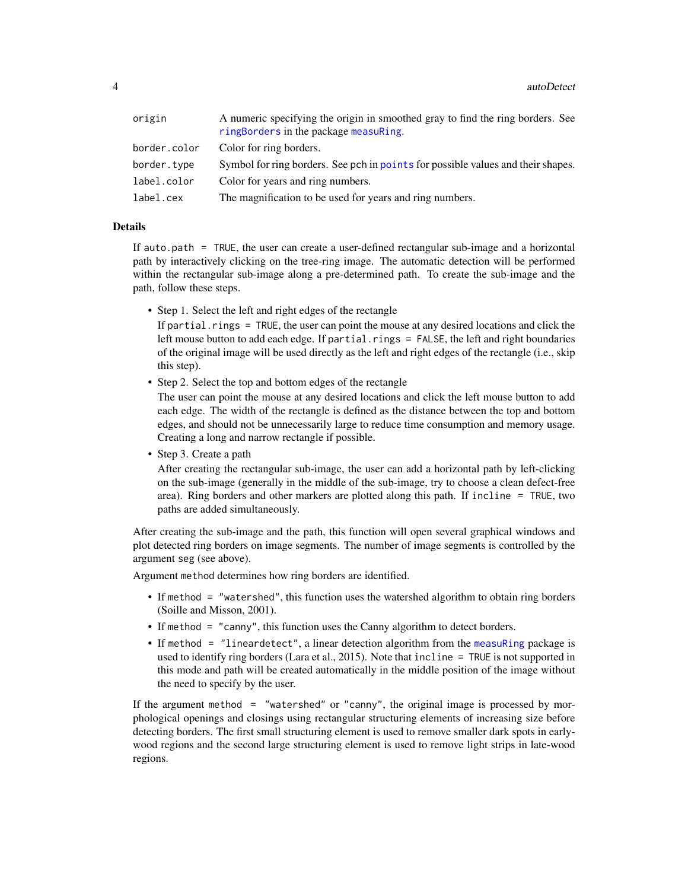| | |
|---|---|
| `origin` | A numeric specifying the origin in smoothed gray to find the ring borders. See `ringBorders` in the package `measuRing`. |
| `border.color` | Color for ring borders. |
| `border.type` | Symbol for ring borders. See pch in `points` for possible values and their shapes. |
| `label.color` | Color for years and ring numbers. |
| `label.cex` | The magnification to be used for years and ring numbers. |

## Details

If `auto.path = TRUE`, the user can create a user-defined rectangular sub-image and a horizontal path by interactively clicking on the tree-ring image. The automatic detection will be performed within the rectangular sub-image along a pre-determined path. To create the sub-image and the path, follow these steps.

- Step 1. Select the left and right edges of the rectangle
  If `partial.rings = TRUE`, the user can point the mouse at any desired locations and click the left mouse button to add each edge. If `partial.rings = FALSE`, the left and right boundaries of the original image will be used directly as the left and right edges of the rectangle (i.e., skip this step).
- Step 2. Select the top and bottom edges of the rectangle
  The user can point the mouse at any desired locations and click the left mouse button to add each edge. The width of the rectangle is defined as the distance between the top and bottom edges, and should not be unnecessarily large to reduce time consumption and memory usage. Creating a long and narrow rectangle if possible.
- Step 3. Create a path
  After creating the rectangular sub-image, the user can add a horizontal path by left-clicking on the sub-image (generally in the middle of the sub-image, try to choose a clean defect-free area). Ring borders and other markers are plotted along this path. If `incline = TRUE`, two paths are added simultaneously.

After creating the sub-image and the path, this function will open several graphical windows and plot detected ring borders on image segments. The number of image segments is controlled by the argument `seg` (see above).

Argument `method` determines how ring borders are identified.

- If `method = "watershed"`, this function uses the watershed algorithm to obtain ring borders (Soille and Misson, 2001).
- If `method = "canny"`, this function uses the Canny algorithm to detect borders.
- If `method = "lineardetect"`, a linear detection algorithm from the `measuRing` package is used to identify ring borders (Lara et al., 2015). Note that `incline = TRUE` is not supported in this mode and path will be created automatically in the middle position of the image without the need to specify by the user.

If the argument `method = "watershed"` or `"canny"`, the original image is processed by morphological openings and closings using rectangular structuring elements of increasing size before detecting borders. The first small structuring element is used to remove smaller dark spots in early-wood regions and the second large structuring element is used to remove light strips in late-wood regions.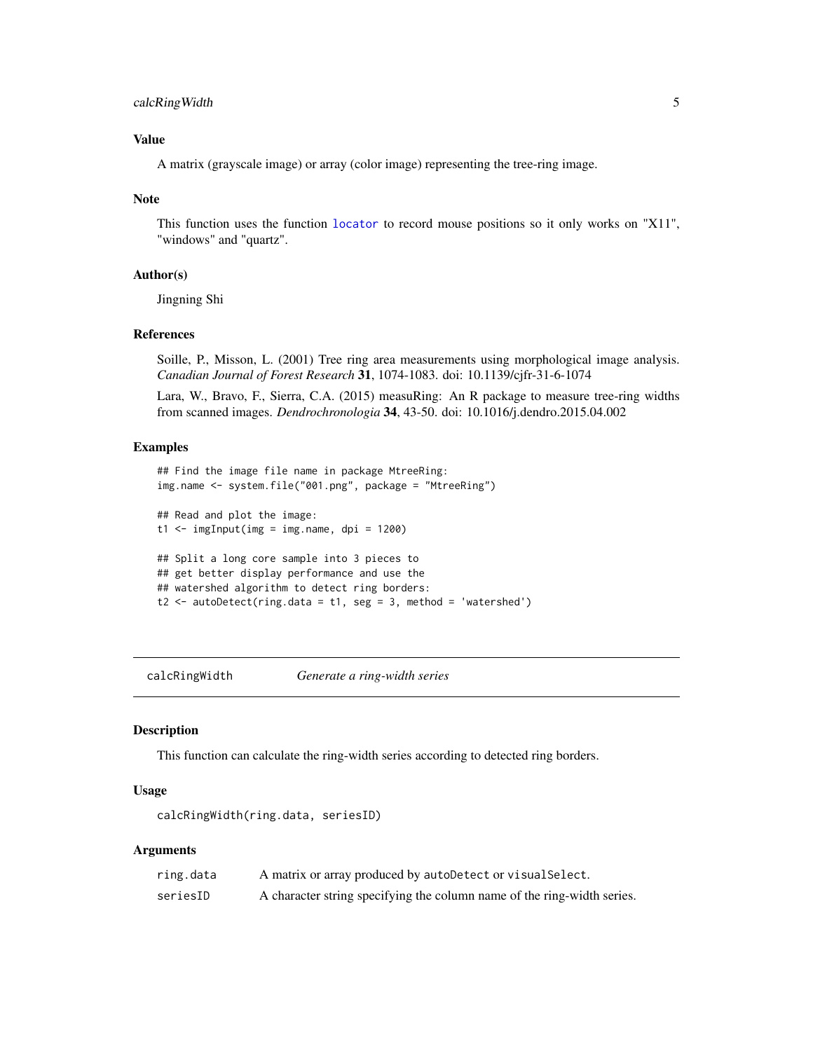### Value

A matrix (grayscale image) or array (color image) representing the tree-ring image.

### Note

This function uses the function `locator` to record mouse positions so it only works on "X11", "windows" and "quartz".

### Author(s)

Jingning Shi

### References

Soille, P., Misson, L. (2001) Tree ring area measurements using morphological image analysis. *Canadian Journal of Forest Research* **31**, 1074-1083. doi: 10.1139/cjfr-31-6-1074

Lara, W., Bravo, F., Sierra, C.A. (2015) measuRing: An R package to measure tree-ring widths from scanned images. *Dendrochronologia* **34**, 43-50. doi: 10.1016/j.dendro.2015.04.002

### Examples

```
## Find the image file name in package MtreeRing:
img.name <- system.file("001.png", package = "MtreeRing")

## Read and plot the image:
t1 <- imgInput(img = img.name, dpi = 1200)

## Split a long core sample into 3 pieces to
## get better display performance and use the
## watershed algorithm to detect ring borders:
t2 <- autoDetect(ring.data = t1, seg = 3, method = 'watershed')
```

---

## calcRingWidth — *Generate a ring-width series*

### Description

This function can calculate the ring-width series according to detected ring borders.

### Usage

```
calcRingWidth(ring.data, seriesID)
```

### Arguments

| | |
|---|---|
| `ring.data` | A matrix or array produced by `autoDetect` or `visualSelect`. |
| `seriesID` | A character string specifying the column name of the ring-width series. |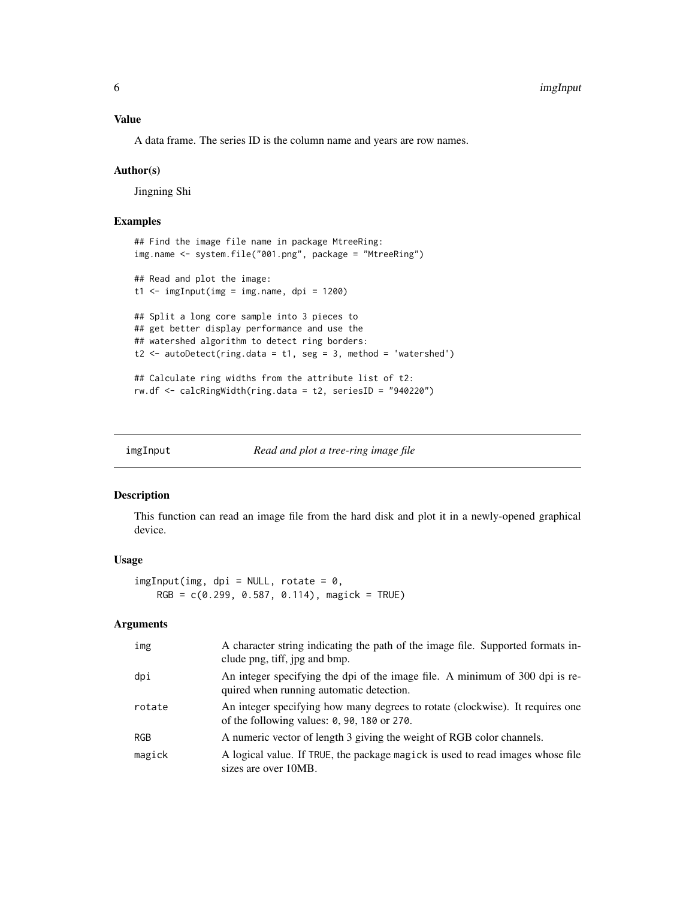### Value

A data frame. The series ID is the column name and years are row names.

### Author(s)

Jingning Shi

### Examples

```
## Find the image file name in package MtreeRing:
img.name <- system.file("001.png", package = "MtreeRing")

## Read and plot the image:
t1 <- imgInput(img = img.name, dpi = 1200)

## Split a long core sample into 3 pieces to
## get better display performance and use the
## watershed algorithm to detect ring borders:
t2 <- autoDetect(ring.data = t1, seg = 3, method = 'watershed')

## Calculate ring widths from the attribute list of t2:
rw.df <- calcRingWidth(ring.data = t2, seriesID = "940220")
```

---

## imgInput — *Read and plot a tree-ring image file*

### Description

This function can read an image file from the hard disk and plot it in a newly-opened graphical device.

### Usage

```
imgInput(img, dpi = NULL, rotate = 0,
    RGB = c(0.299, 0.587, 0.114), magick = TRUE)
```

### Arguments

| | |
|---|---|
| `img` | A character string indicating the path of the image file. Supported formats include png, tiff, jpg and bmp. |
| `dpi` | An integer specifying the dpi of the image file. A minimum of 300 dpi is required when running automatic detection. |
| `rotate` | An integer specifying how many degrees to rotate (clockwise). It requires one of the following values: `0`, `90`, `180` or `270`. |
| `RGB` | A numeric vector of length 3 giving the weight of RGB color channels. |
| `magick` | A logical value. If `TRUE`, the package `magick` is used to read images whose file sizes are over 10MB. |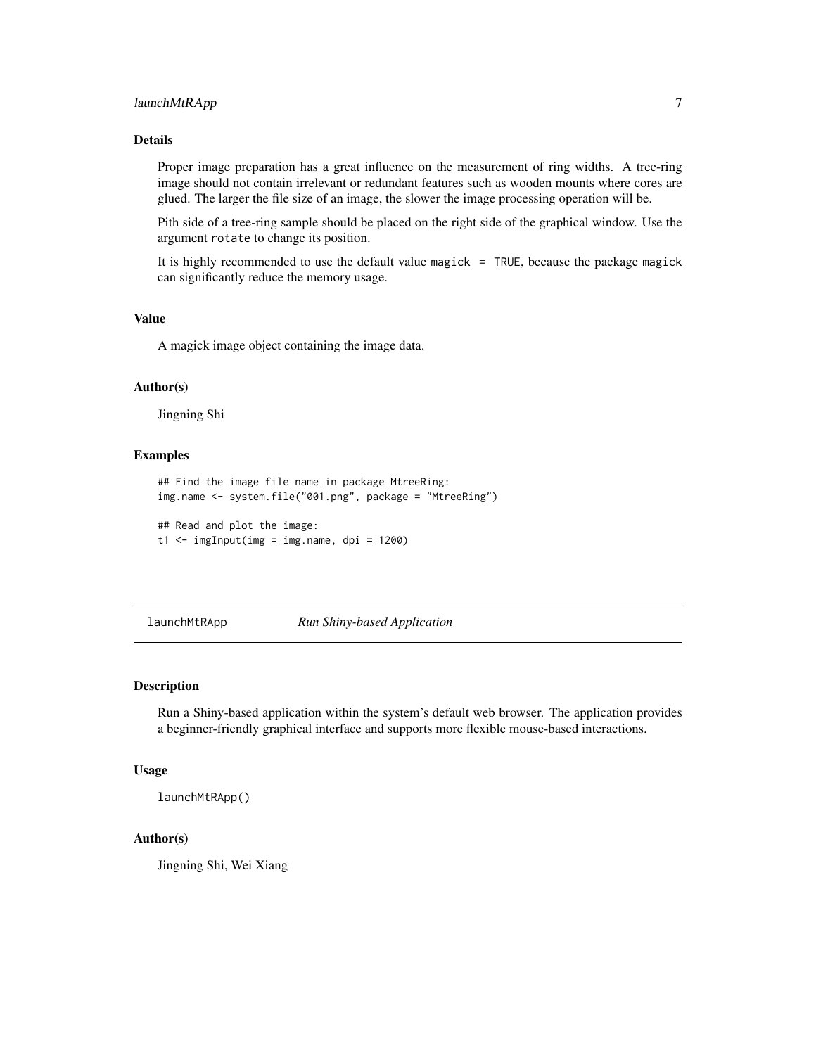### Details

Proper image preparation has a great influence on the measurement of ring widths. A tree-ring image should not contain irrelevant or redundant features such as wooden mounts where cores are glued. The larger the file size of an image, the slower the image processing operation will be.

Pith side of a tree-ring sample should be placed on the right side of the graphical window. Use the argument `rotate` to change its position.

It is highly recommended to use the default value `magick = TRUE`, because the package `magick` can significantly reduce the memory usage.

### Value

A magick image object containing the image data.

### Author(s)

Jingning Shi

### Examples

```
## Find the image file name in package MtreeRing:
img.name <- system.file("001.png", package = "MtreeRing")

## Read and plot the image:
t1 <- imgInput(img = img.name, dpi = 1200)
```

---

## launchMtRApp — *Run Shiny-based Application*

### Description

Run a Shiny-based application within the system's default web browser. The application provides a beginner-friendly graphical interface and supports more flexible mouse-based interactions.

### Usage

```
launchMtRApp()
```

### Author(s)

Jingning Shi, Wei Xiang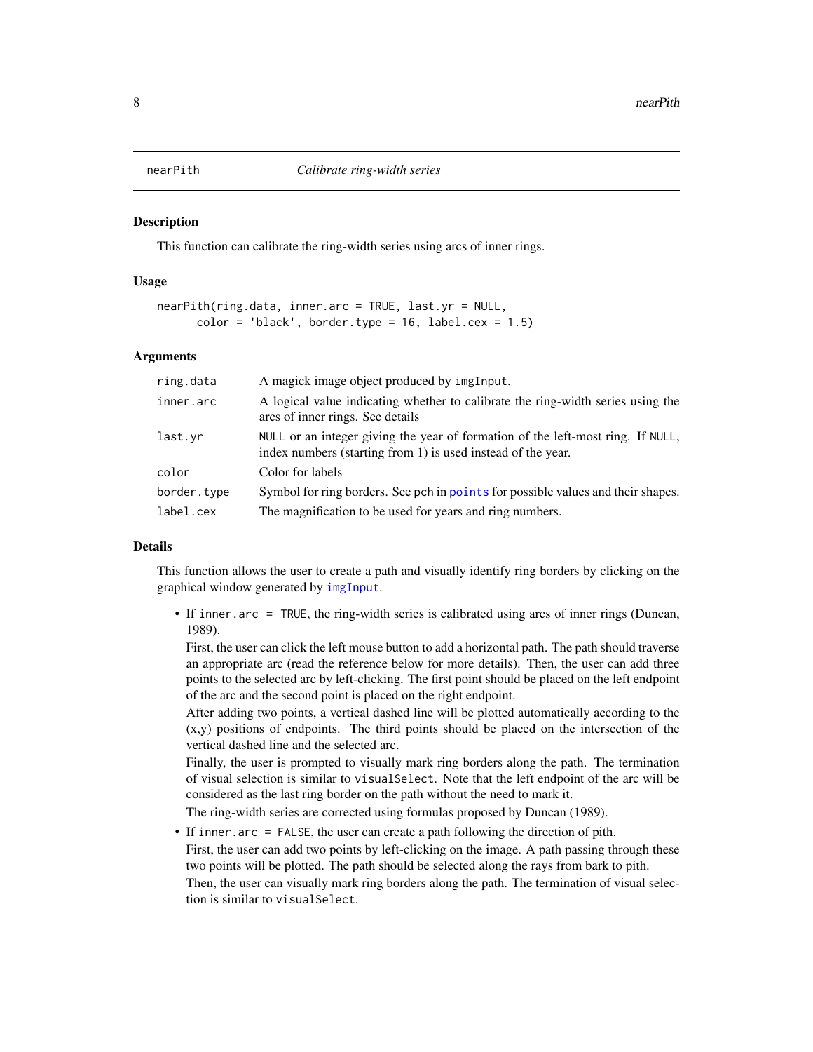# nearPith — *Calibrate ring-width series*

## Description

This function can calibrate the ring-width series using arcs of inner rings.

## Usage

```
nearPith(ring.data, inner.arc = TRUE, last.yr = NULL,
      color = 'black', border.type = 16, label.cex = 1.5)
```

## Arguments

| Argument | Description |
|---|---|
| `ring.data` | A magick image object produced by `imgInput`. |
| `inner.arc` | A logical value indicating whether to calibrate the ring-width series using the arcs of inner rings. See details |
| `last.yr` | `NULL` or an integer giving the year of formation of the left-most ring. If `NULL`, index numbers (starting from 1) is used instead of the year. |
| `color` | Color for labels |
| `border.type` | Symbol for ring borders. See `pch` in `points` for possible values and their shapes. |
| `label.cex` | The magnification to be used for years and ring numbers. |

## Details

This function allows the user to create a path and visually identify ring borders by clicking on the graphical window generated by `imgInput`.

- If `inner.arc = TRUE`, the ring-width series is calibrated using arcs of inner rings (Duncan, 1989).

  First, the user can click the left mouse button to add a horizontal path. The path should traverse an appropriate arc (read the reference below for more details). Then, the user can add three points to the selected arc by left-clicking. The first point should be placed on the left endpoint of the arc and the second point is placed on the right endpoint.

  After adding two points, a vertical dashed line will be plotted automatically according to the (x,y) positions of endpoints. The third points should be placed on the intersection of the vertical dashed line and the selected arc.

  Finally, the user is prompted to visually mark ring borders along the path. The termination of visual selection is similar to `visualSelect`. Note that the left endpoint of the arc will be considered as the last ring border on the path without the need to mark it.

  The ring-width series are corrected using formulas proposed by Duncan (1989).

- If `inner.arc = FALSE`, the user can create a path following the direction of pith.

  First, the user can add two points by left-clicking on the image. A path passing through these two points will be plotted. The path should be selected along the rays from bark to pith.

  Then, the user can visually mark ring borders along the path. The termination of visual selection is similar to `visualSelect`.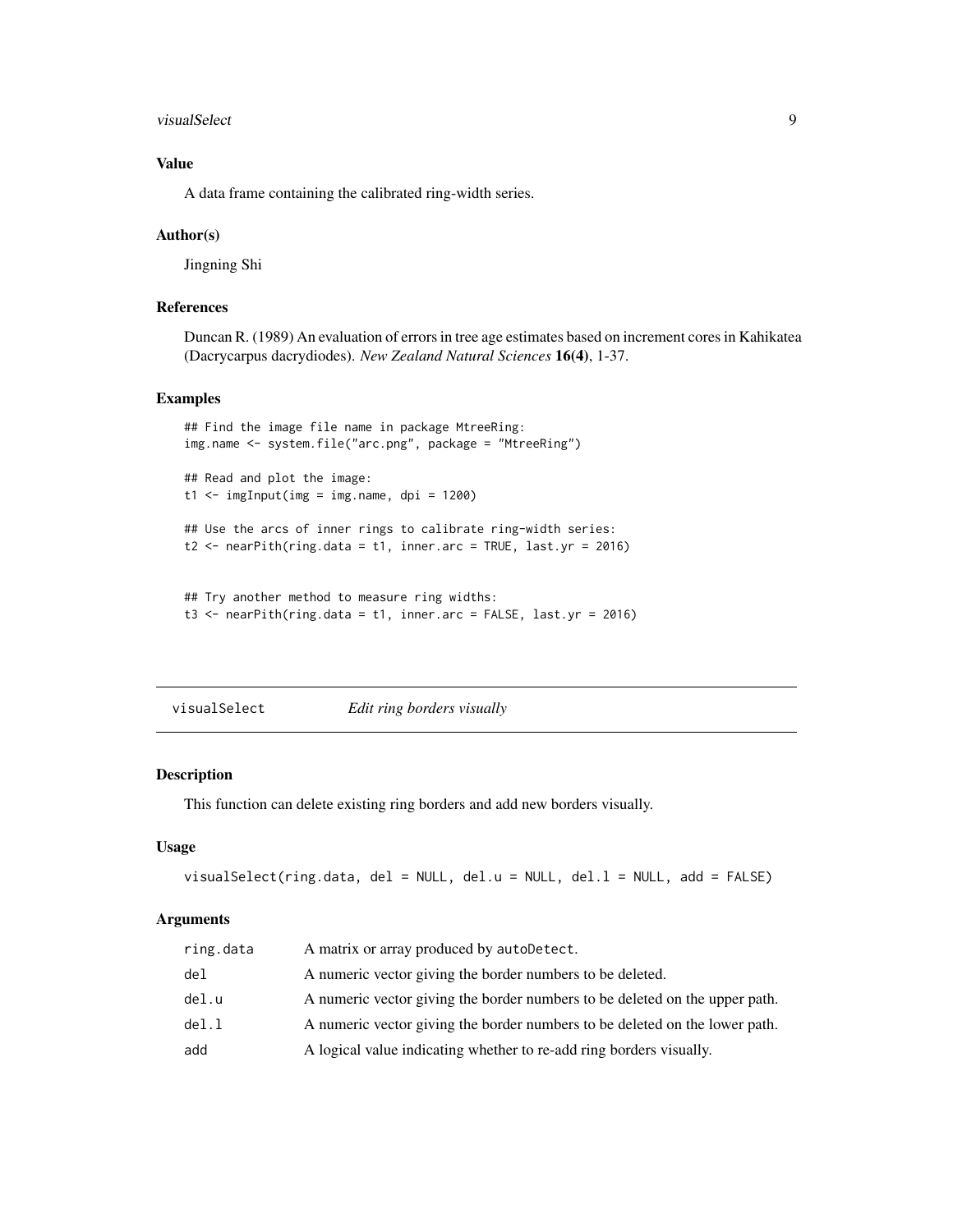## Value

A data frame containing the calibrated ring-width series.

## Author(s)

Jingning Shi

## References

Duncan R. (1989) An evaluation of errors in tree age estimates based on increment cores in Kahikatea (Dacrycarpus dacrydiodes). *New Zealand Natural Sciences* **16(4)**, 1-37.

## Examples

```
## Find the image file name in package MtreeRing:
img.name <- system.file("arc.png", package = "MtreeRing")

## Read and plot the image:
t1 <- imgInput(img = img.name, dpi = 1200)

## Use the arcs of inner rings to calibrate ring-width series:
t2 <- nearPith(ring.data = t1, inner.arc = TRUE, last.yr = 2016)


## Try another method to measure ring widths:
t3 <- nearPith(ring.data = t1, inner.arc = FALSE, last.yr = 2016)
```

---

# visualSelect &emsp; *Edit ring borders visually*

## Description

This function can delete existing ring borders and add new borders visually.

## Usage

```
visualSelect(ring.data, del = NULL, del.u = NULL, del.l = NULL, add = FALSE)
```

## Arguments

| | |
|---|---|
| ring.data | A matrix or array produced by autoDetect. |
| del | A numeric vector giving the border numbers to be deleted. |
| del.u | A numeric vector giving the border numbers to be deleted on the upper path. |
| del.l | A numeric vector giving the border numbers to be deleted on the lower path. |
| add | A logical value indicating whether to re-add ring borders visually. |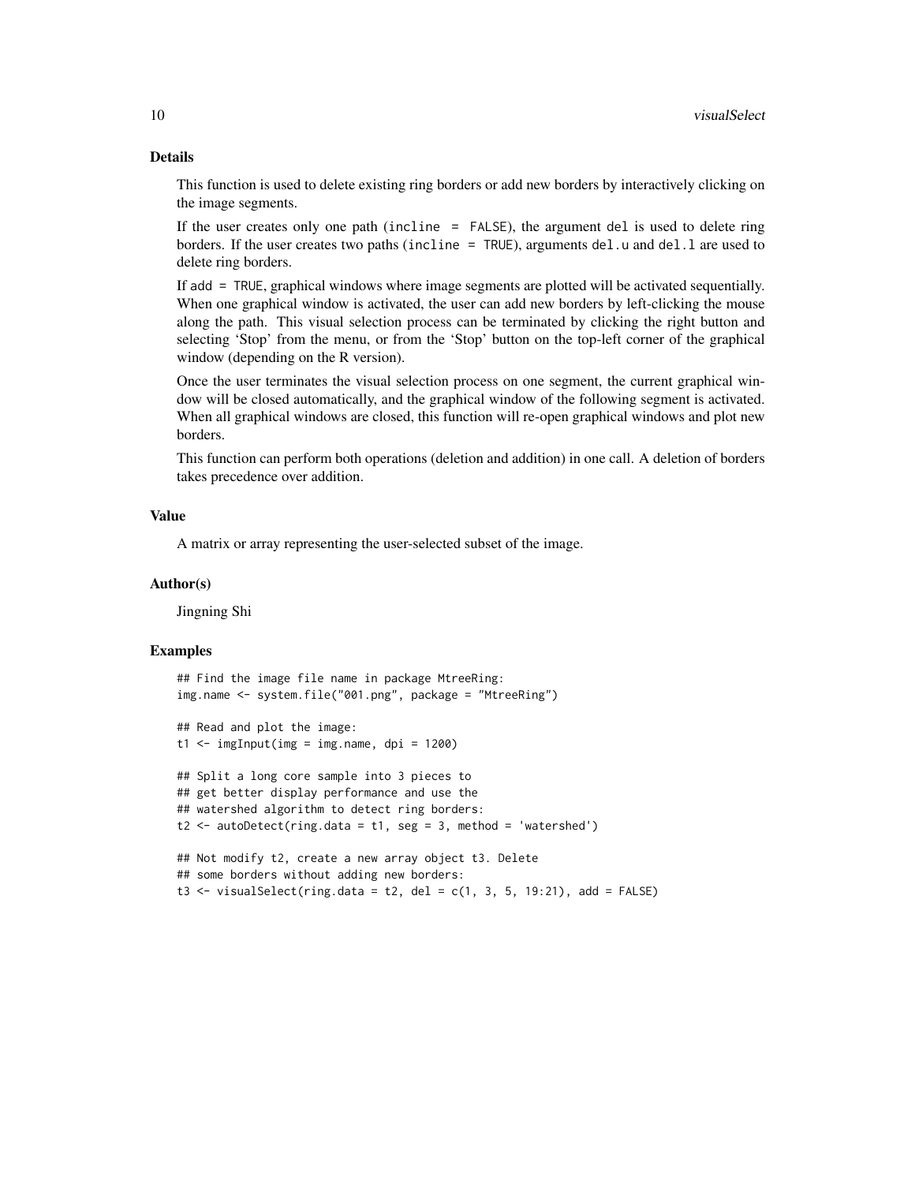## Details

This function is used to delete existing ring borders or add new borders by interactively clicking on the image segments.

If the user creates only one path (`incline = FALSE`), the argument `del` is used to delete ring borders. If the user creates two paths (`incline = TRUE`), arguments `del.u` and `del.l` are used to delete ring borders.

If `add = TRUE`, graphical windows where image segments are plotted will be activated sequentially. When one graphical window is activated, the user can add new borders by left-clicking the mouse along the path. This visual selection process can be terminated by clicking the right button and selecting 'Stop' from the menu, or from the 'Stop' button on the top-left corner of the graphical window (depending on the R version).

Once the user terminates the visual selection process on one segment, the current graphical window will be closed automatically, and the graphical window of the following segment is activated. When all graphical windows are closed, this function will re-open graphical windows and plot new borders.

This function can perform both operations (deletion and addition) in one call. A deletion of borders takes precedence over addition.

## Value

A matrix or array representing the user-selected subset of the image.

## Author(s)

Jingning Shi

## Examples

```
## Find the image file name in package MtreeRing:
img.name <- system.file("001.png", package = "MtreeRing")

## Read and plot the image:
t1 <- imgInput(img = img.name, dpi = 1200)

## Split a long core sample into 3 pieces to
## get better display performance and use the
## watershed algorithm to detect ring borders:
t2 <- autoDetect(ring.data = t1, seg = 3, method = 'watershed')

## Not modify t2, create a new array object t3. Delete
## some borders without adding new borders:
t3 <- visualSelect(ring.data = t2, del = c(1, 3, 5, 19:21), add = FALSE)
```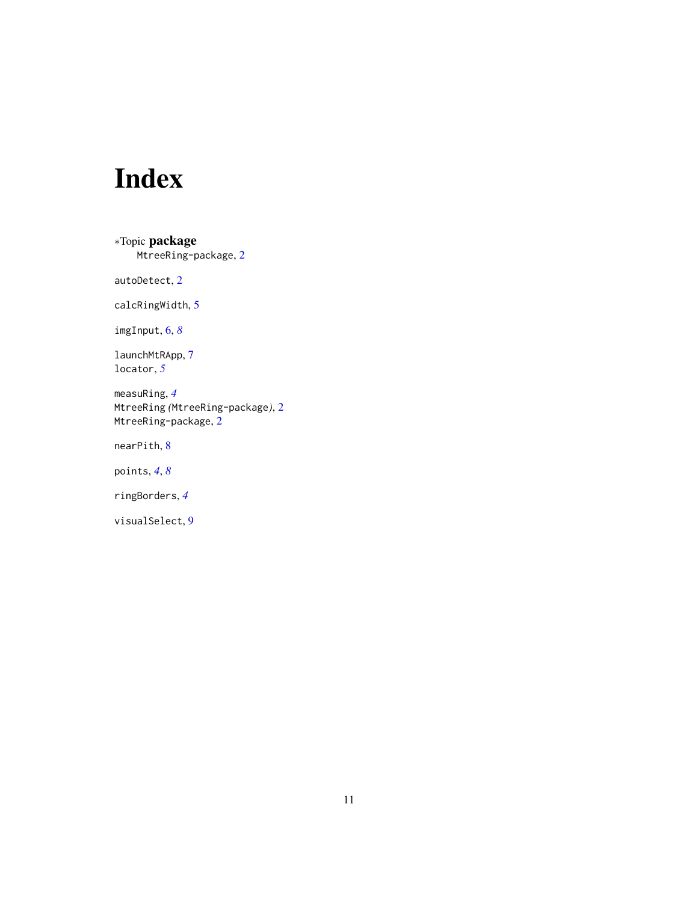# Index

*Topic **package**
    MtreeRing-package, 2

autoDetect, 2

calcRingWidth, 5

imgInput, 6, *8*

launchMtRApp, 7
locator, *5*

measuRing, *4*
MtreeRing (MtreeRing-package), 2
MtreeRing-package, 2

nearPith, 8

points, *4*, *8*

ringBorders, *4*

visualSelect, 9